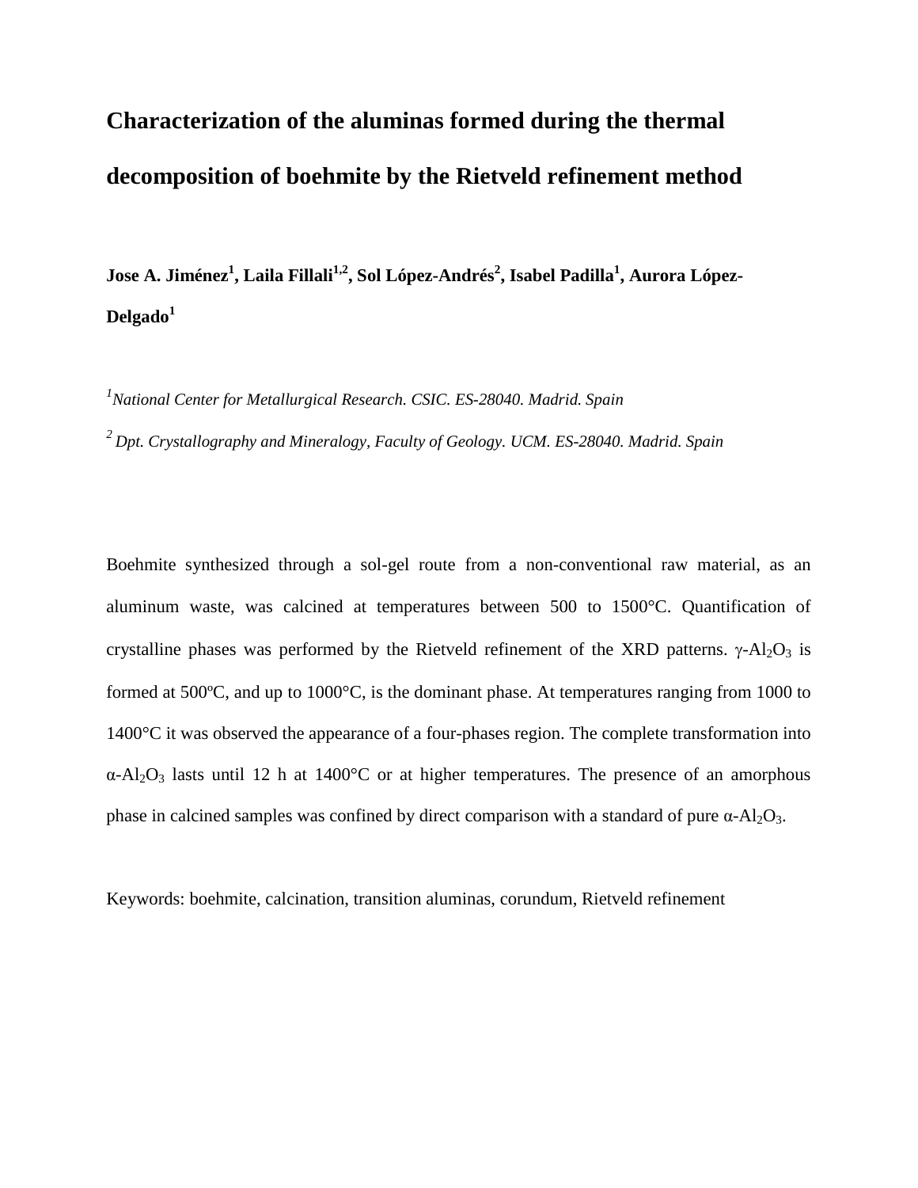# Characterization of the aluminas formed during the thermal decomposition of boehmite by the Rietveld refinement method

**Jose A. Jiménez[1], Laila Fillali[1,2], Sol López-Andrés[2], Isabel Padilla[1], Aurora López-Delgado[1]**

[1]*National Center for Metallurgical Research. CSIC. ES-28040. Madrid. Spain*

[2] *Dpt. Crystallography and Mineralogy, Faculty of Geology. UCM. ES-28040. Madrid. Spain*

Boehmite synthesized through a sol-gel route from a non-conventional raw material, as an aluminum waste, was calcined at temperatures between 500 to 1500°C. Quantification of crystalline phases was performed by the Rietveld refinement of the XRD patterns. $\gamma$-$Al_2O_3$ is formed at 500ºC, and up to 1000°C, is the dominant phase. At temperatures ranging from 1000 to 1400°C it was observed the appearance of a four-phases region. The complete transformation into $\alpha$-$Al_2O_3$ lasts until 12 h at 1400°C or at higher temperatures. The presence of an amorphous phase in calcined samples was confined by direct comparison with a standard of pure $\alpha$-$Al_2O_3$.

Keywords: boehmite, calcination, transition aluminas, corundum, Rietveld refinement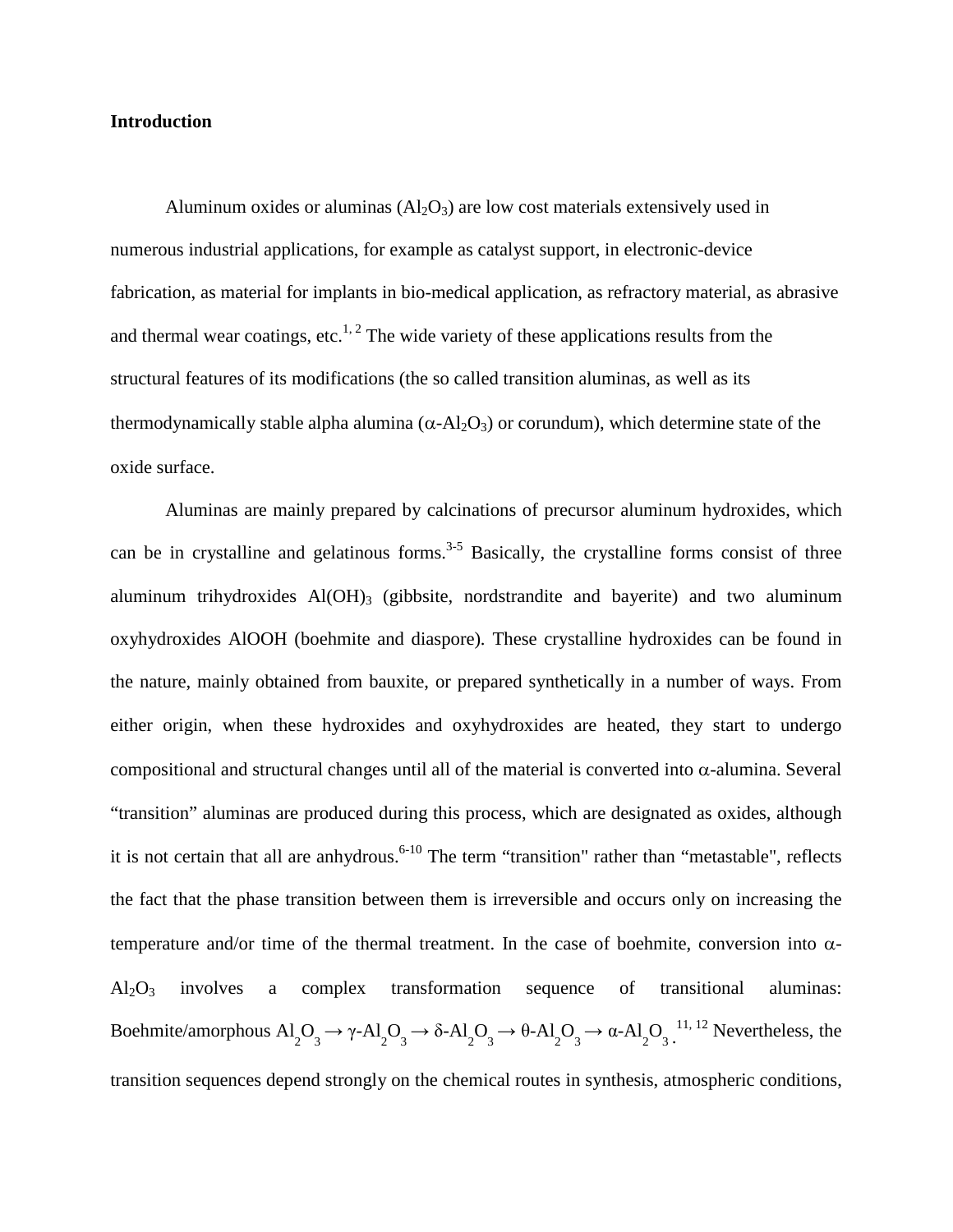**Introduction**

Aluminum oxides or aluminas ($Al_2O_3$) are low cost materials extensively used in numerous industrial applications, for example as catalyst support, in electronic-device fabrication, as material for implants in bio-medical application, as refractory material, as abrasive and thermal wear coatings, etc.[1, 2] The wide variety of these applications results from the structural features of its modifications (the so called transition aluminas, as well as its thermodynamically stable alpha alumina ($\alpha$-$Al_2O_3$) or corundum), which determine state of the oxide surface.

Aluminas are mainly prepared by calcinations of precursor aluminum hydroxides, which can be in crystalline and gelatinous forms.[3-5] Basically, the crystalline forms consist of three aluminum trihydroxides $Al(OH)_3$ (gibbsite, nordstrandite and bayerite) and two aluminum oxyhydroxides AlOOH (boehmite and diaspore). These crystalline hydroxides can be found in the nature, mainly obtained from bauxite, or prepared synthetically in a number of ways. From either origin, when these hydroxides and oxyhydroxides are heated, they start to undergo compositional and structural changes until all of the material is converted into $\alpha$-alumina. Several "transition" aluminas are produced during this process, which are designated as oxides, although it is not certain that all are anhydrous.[6-10] The term "transition" rather than "metastable", reflects the fact that the phase transition between them is irreversible and occurs only on increasing the temperature and/or time of the thermal treatment. In the case of boehmite, conversion into $\alpha$-$Al_2O_3$ involves a complex transformation sequence of transitional aluminas: Boehmite/amorphous $Al_2O_3 \rightarrow \gamma\text{-}Al_2O_3 \rightarrow \delta\text{-}Al_2O_3 \rightarrow \theta\text{-}Al_2O_3 \rightarrow \alpha\text{-}Al_2O_3$.[11, 12] Nevertheless, the transition sequences depend strongly on the chemical routes in synthesis, atmospheric conditions,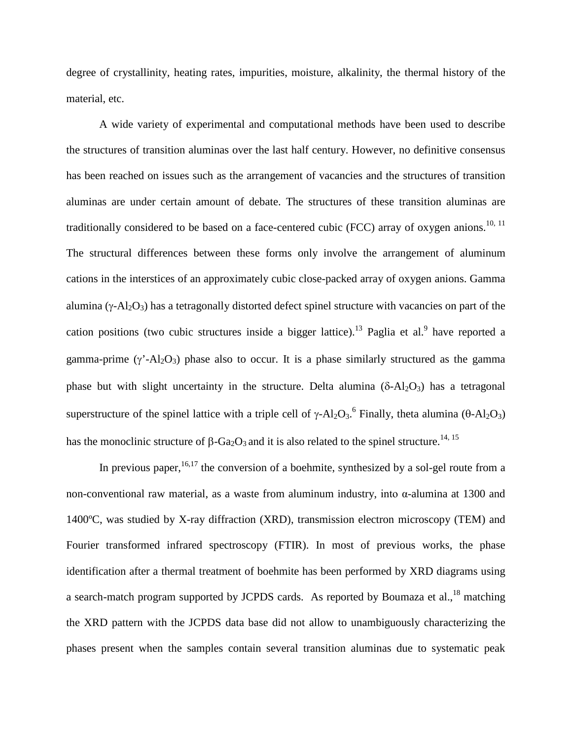degree of crystallinity, heating rates, impurities, moisture, alkalinity, the thermal history of the material, etc.

A wide variety of experimental and computational methods have been used to describe the structures of transition aluminas over the last half century. However, no definitive consensus has been reached on issues such as the arrangement of vacancies and the structures of transition aluminas are under certain amount of debate. The structures of these transition aluminas are traditionally considered to be based on a face-centered cubic (FCC) array of oxygen anions.[10, 11] The structural differences between these forms only involve the arrangement of aluminum cations in the interstices of an approximately cubic close-packed array of oxygen anions. Gamma alumina ($\gamma$-$Al_2O_3$) has a tetragonally distorted defect spinel structure with vacancies on part of the cation positions (two cubic structures inside a bigger lattice).[13] Paglia et al.[9] have reported a gamma-prime ($\gamma$'-$Al_2O_3$) phase also to occur. It is a phase similarly structured as the gamma phase but with slight uncertainty in the structure. Delta alumina ($\delta$-$Al_2O_3$) has a tetragonal superstructure of the spinel lattice with a triple cell of $\gamma$-$Al_2O_3$.[6] Finally, theta alumina ($\theta$-$Al_2O_3$) has the monoclinic structure of $\beta$-$Ga_2O_3$ and it is also related to the spinel structure.[14, 15]

In previous paper,[16,17] the conversion of a boehmite, synthesized by a sol-gel route from a non-conventional raw material, as a waste from aluminum industry, into α-alumina at 1300 and 1400ºC, was studied by X-ray diffraction (XRD), transmission electron microscopy (TEM) and Fourier transformed infrared spectroscopy (FTIR). In most of previous works, the phase identification after a thermal treatment of boehmite has been performed by XRD diagrams using a search-match program supported by JCPDS cards. As reported by Boumaza et al.,[18] matching the XRD pattern with the JCPDS data base did not allow to unambiguously characterizing the phases present when the samples contain several transition aluminas due to systematic peak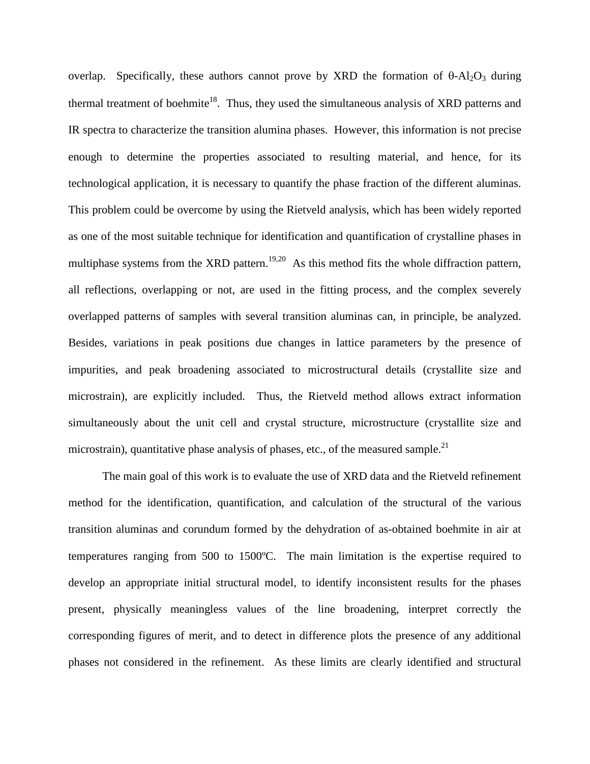overlap. Specifically, these authors cannot prove by XRD the formation of θ-$Al_2O_3$ during thermal treatment of boehmite[18]. Thus, they used the simultaneous analysis of XRD patterns and IR spectra to characterize the transition alumina phases. However, this information is not precise enough to determine the properties associated to resulting material, and hence, for its technological application, it is necessary to quantify the phase fraction of the different aluminas. This problem could be overcome by using the Rietveld analysis, which has been widely reported as one of the most suitable technique for identification and quantification of crystalline phases in multiphase systems from the XRD pattern.[19,20] As this method fits the whole diffraction pattern, all reflections, overlapping or not, are used in the fitting process, and the complex severely overlapped patterns of samples with several transition aluminas can, in principle, be analyzed. Besides, variations in peak positions due changes in lattice parameters by the presence of impurities, and peak broadening associated to microstructural details (crystallite size and microstrain), are explicitly included. Thus, the Rietveld method allows extract information simultaneously about the unit cell and crystal structure, microstructure (crystallite size and microstrain), quantitative phase analysis of phases, etc., of the measured sample.[21]

The main goal of this work is to evaluate the use of XRD data and the Rietveld refinement method for the identification, quantification, and calculation of the structural of the various transition aluminas and corundum formed by the dehydration of as-obtained boehmite in air at temperatures ranging from 500 to 1500ºC. The main limitation is the expertise required to develop an appropriate initial structural model, to identify inconsistent results for the phases present, physically meaningless values of the line broadening, interpret correctly the corresponding figures of merit, and to detect in difference plots the presence of any additional phases not considered in the refinement. As these limits are clearly identified and structural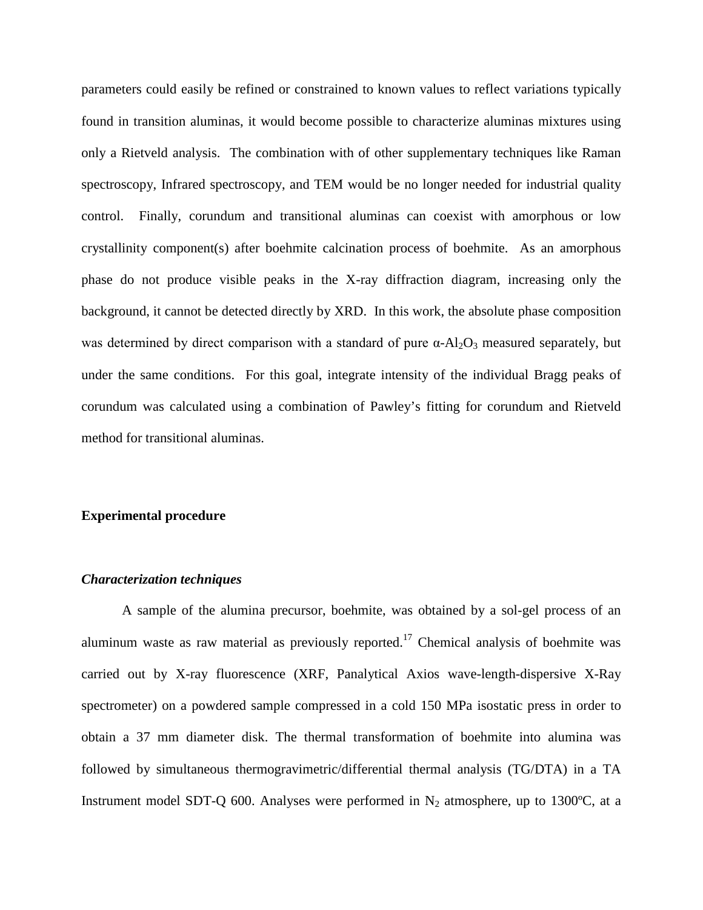parameters could easily be refined or constrained to known values to reflect variations typically found in transition aluminas, it would become possible to characterize aluminas mixtures using only a Rietveld analysis. The combination with of other supplementary techniques like Raman spectroscopy, Infrared spectroscopy, and TEM would be no longer needed for industrial quality control. Finally, corundum and transitional aluminas can coexist with amorphous or low crystallinity component(s) after boehmite calcination process of boehmite. As an amorphous phase do not produce visible peaks in the X-ray diffraction diagram, increasing only the background, it cannot be detected directly by XRD. In this work, the absolute phase composition was determined by direct comparison with a standard of pure α-$Al_2O_3$ measured separately, but under the same conditions. For this goal, integrate intensity of the individual Bragg peaks of corundum was calculated using a combination of Pawley's fitting for corundum and Rietveld method for transitional aluminas.

## Experimental procedure

### *Characterization techniques*

A sample of the alumina precursor, boehmite, was obtained by a sol-gel process of an aluminum waste as raw material as previously reported.[17] Chemical analysis of boehmite was carried out by X-ray fluorescence (XRF, Panalytical Axios wave-length-dispersive X-Ray spectrometer) on a powdered sample compressed in a cold 150 MPa isostatic press in order to obtain a 37 mm diameter disk. The thermal transformation of boehmite into alumina was followed by simultaneous thermogravimetric/differential thermal analysis (TG/DTA) in a TA Instrument model SDT-Q 600. Analyses were performed in $N_2$ atmosphere, up to 1300ºC, at a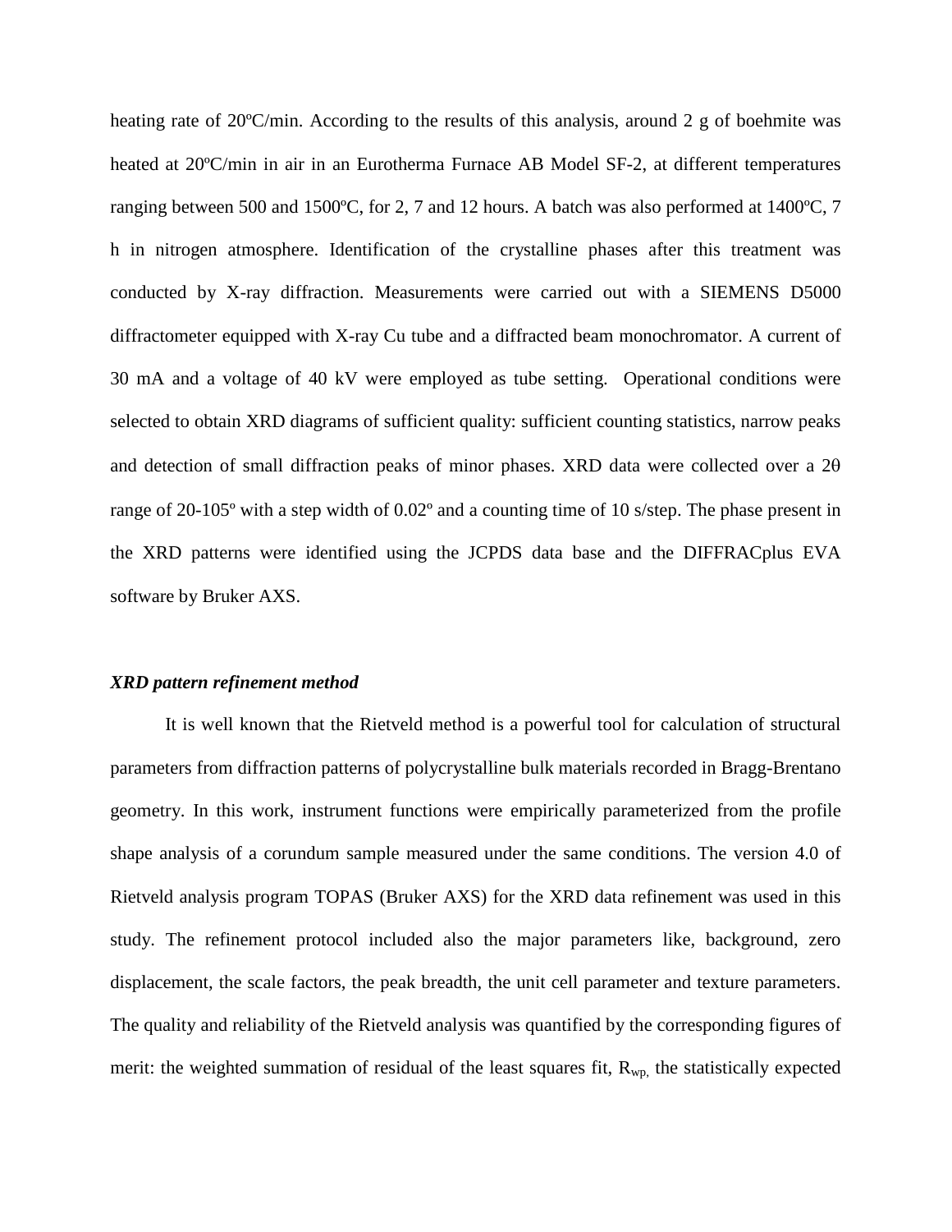heating rate of 20ºC/min. According to the results of this analysis, around 2 g of boehmite was heated at 20ºC/min in air in an Eurotherma Furnace AB Model SF-2, at different temperatures ranging between 500 and 1500ºC, for 2, 7 and 12 hours. A batch was also performed at 1400ºC, 7 h in nitrogen atmosphere. Identification of the crystalline phases after this treatment was conducted by X-ray diffraction. Measurements were carried out with a SIEMENS D5000 diffractometer equipped with X-ray Cu tube and a diffracted beam monochromator. A current of 30 mA and a voltage of 40 kV were employed as tube setting. Operational conditions were selected to obtain XRD diagrams of sufficient quality: sufficient counting statistics, narrow peaks and detection of small diffraction peaks of minor phases. XRD data were collected over a 2θ range of 20-105º with a step width of 0.02º and a counting time of 10 s/step. The phase present in the XRD patterns were identified using the JCPDS data base and the DIFFRACplus EVA software by Bruker AXS.

### *XRD pattern refinement method*

It is well known that the Rietveld method is a powerful tool for calculation of structural parameters from diffraction patterns of polycrystalline bulk materials recorded in Bragg-Brentano geometry. In this work, instrument functions were empirically parameterized from the profile shape analysis of a corundum sample measured under the same conditions. The version 4.0 of Rietveld analysis program TOPAS (Bruker AXS) for the XRD data refinement was used in this study. The refinement protocol included also the major parameters like, background, zero displacement, the scale factors, the peak breadth, the unit cell parameter and texture parameters. The quality and reliability of the Rietveld analysis was quantified by the corresponding figures of merit: the weighted summation of residual of the least squares fit, $R_{wp,}$ the statistically expected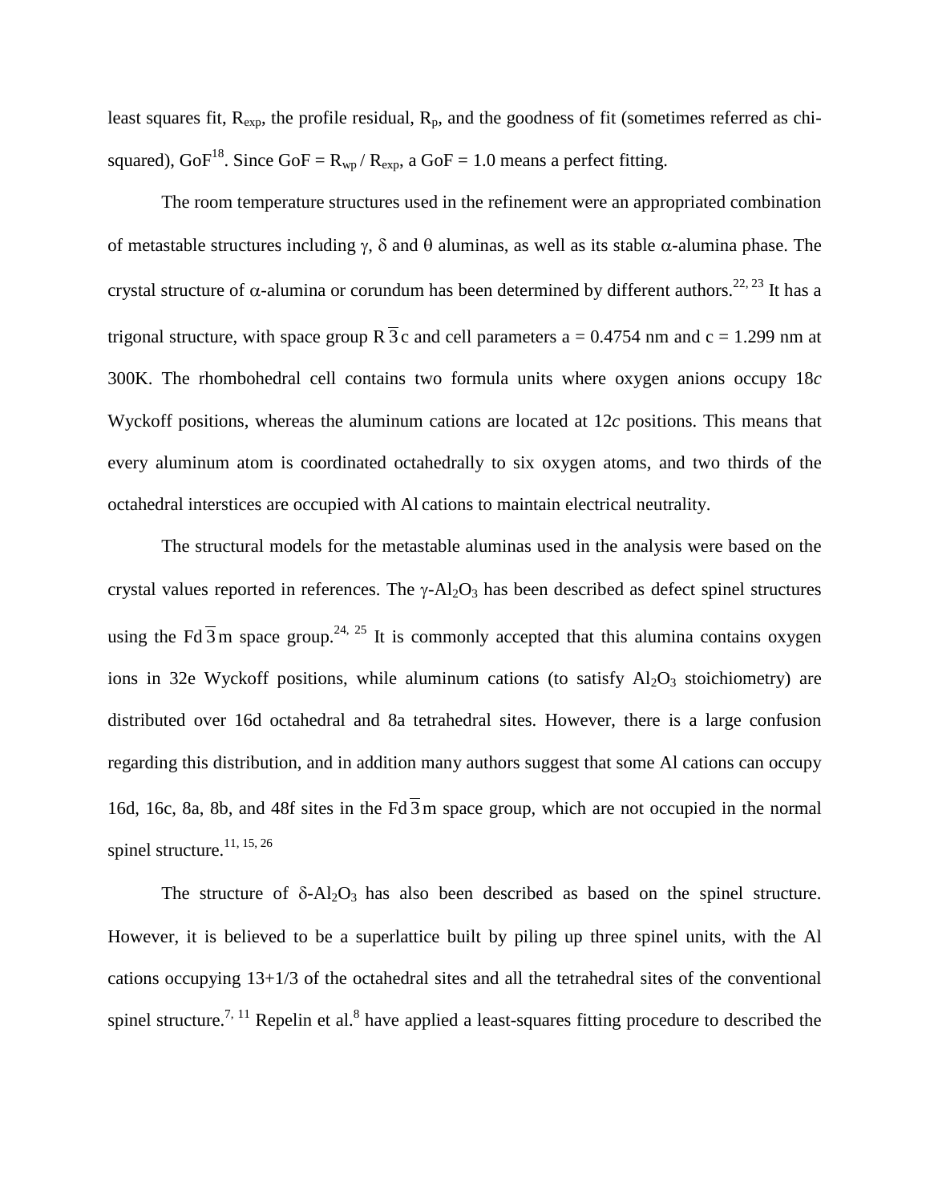least squares fit, $R_{exp}$, the profile residual, $R_p$, and the goodness of fit (sometimes referred as chi-squared), GoF[18]. Since GoF = $R_{wp}$ / $R_{exp}$, a GoF = 1.0 means a perfect fitting.

The room temperature structures used in the refinement were an appropriated combination of metastable structures including $\gamma$, $\delta$ and $\theta$ aluminas, as well as its stable $\alpha$-alumina phase. The crystal structure of $\alpha$-alumina or corundum has been determined by different authors.[22, 23] It has a trigonal structure, with space group $R\overline{3}c$ and cell parameters a = 0.4754 nm and c = 1.299 nm at 300K. The rhombohedral cell contains two formula units where oxygen anions occupy 18*c* Wyckoff positions, whereas the aluminum cations are located at 12*c* positions. This means that every aluminum atom is coordinated octahedrally to six oxygen atoms, and two thirds of the octahedral interstices are occupied with Al cations to maintain electrical neutrality.

The structural models for the metastable aluminas used in the analysis were based on the crystal values reported in references. The $\gamma$-$Al_2O_3$ has been described as defect spinel structures using the $Fd\overline{3}m$ space group.[24, 25] It is commonly accepted that this alumina contains oxygen ions in 32e Wyckoff positions, while aluminum cations (to satisfy $Al_2O_3$ stoichiometry) are distributed over 16d octahedral and 8a tetrahedral sites. However, there is a large confusion regarding this distribution, and in addition many authors suggest that some Al cations can occupy 16d, 16c, 8a, 8b, and 48f sites in the $Fd\overline{3}m$ space group, which are not occupied in the normal spinel structure.[11, 15, 26]

The structure of $\delta$-$Al_2O_3$ has also been described as based on the spinel structure. However, it is believed to be a superlattice built by piling up three spinel units, with the Al cations occupying 13+1/3 of the octahedral sites and all the tetrahedral sites of the conventional spinel structure.[7, 11] Repelin et al.[8] have applied a least-squares fitting procedure to described the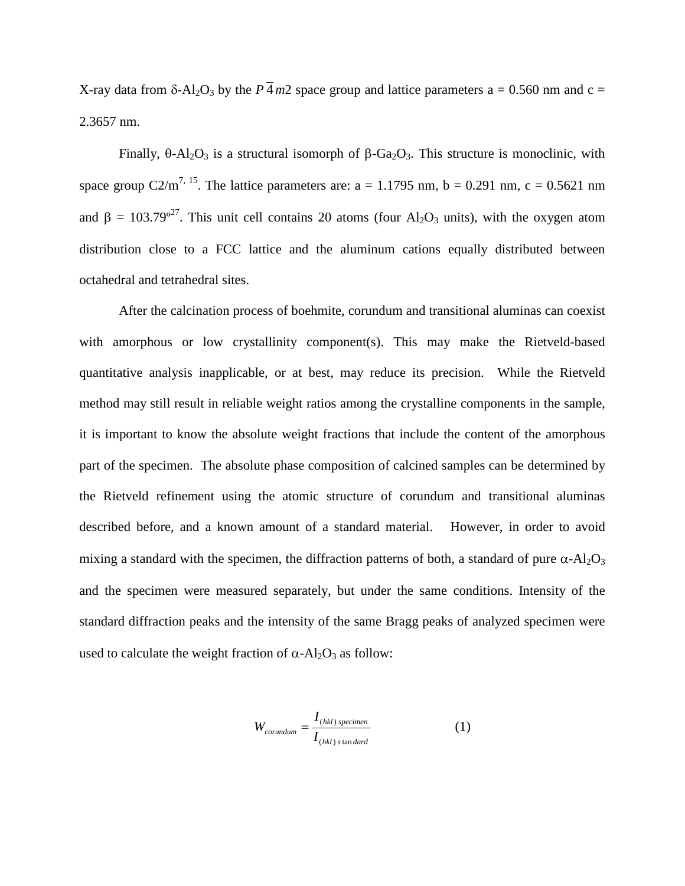X-ray data from $\delta$-$Al_2O_3$ by the $P\bar{4}m2$ space group and lattice parameters a = 0.560 nm and c = 2.3657 nm.

Finally, $\theta$-$Al_2O_3$ is a structural isomorph of $\beta$-$Ga_2O_3$. This structure is monoclinic, with space group C2/m[7, 15]. The lattice parameters are: a = 1.1795 nm, b = 0.291 nm, c = 0.5621 nm and $\beta$ = 103.79°[27]. This unit cell contains 20 atoms (four $Al_2O_3$ units), with the oxygen atom distribution close to a FCC lattice and the aluminum cations equally distributed between octahedral and tetrahedral sites.

After the calcination process of boehmite, corundum and transitional aluminas can coexist with amorphous or low crystallinity component(s). This may make the Rietveld-based quantitative analysis inapplicable, or at best, may reduce its precision. While the Rietveld method may still result in reliable weight ratios among the crystalline components in the sample, it is important to know the absolute weight fractions that include the content of the amorphous part of the specimen. The absolute phase composition of calcined samples can be determined by the Rietveld refinement using the atomic structure of corundum and transitional aluminas described before, and a known amount of a standard material. However, in order to avoid mixing a standard with the specimen, the diffraction patterns of both, a standard of pure $\alpha$-$Al_2O_3$ and the specimen were measured separately, but under the same conditions. Intensity of the standard diffraction peaks and the intensity of the same Bragg peaks of analyzed specimen were used to calculate the weight fraction of $\alpha$-$Al_2O_3$ as follow:

$$W_{corundum} = \frac{I_{(hkl)\,specimen}}{I_{(hkl)\,standard}} \qquad (1)$$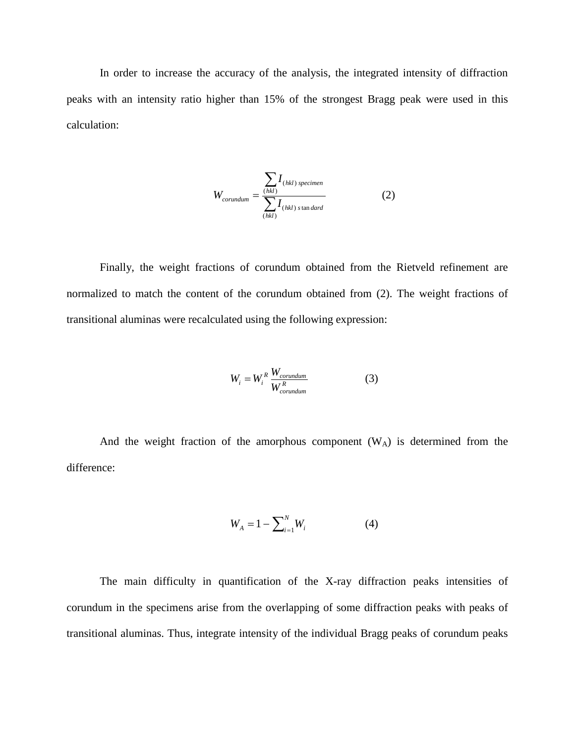In order to increase the accuracy of the analysis, the integrated intensity of diffraction peaks with an intensity ratio higher than 15% of the strongest Bragg peak were used in this calculation:

$$W_{corundum} = \frac{\sum_{(hkl)} I_{(hkl)\,specimen}}{\sum_{(hkl)} I_{(hkl)\,s\tan dard}} \qquad (2)$$

Finally, the weight fractions of corundum obtained from the Rietveld refinement are normalized to match the content of the corundum obtained from (2). The weight fractions of transitional aluminas were recalculated using the following expression:

$$W_i = W_i^R \frac{W_{corundum}}{W_{corundum}^R} \qquad (3)$$

And the weight fraction of the amorphous component ($W_A$) is determined from the difference:

$$W_A = 1 - \sum_{i=1}^{N} W_i \qquad (4)$$

The main difficulty in quantification of the X-ray diffraction peaks intensities of corundum in the specimens arise from the overlapping of some diffraction peaks with peaks of transitional aluminas. Thus, integrate intensity of the individual Bragg peaks of corundum peaks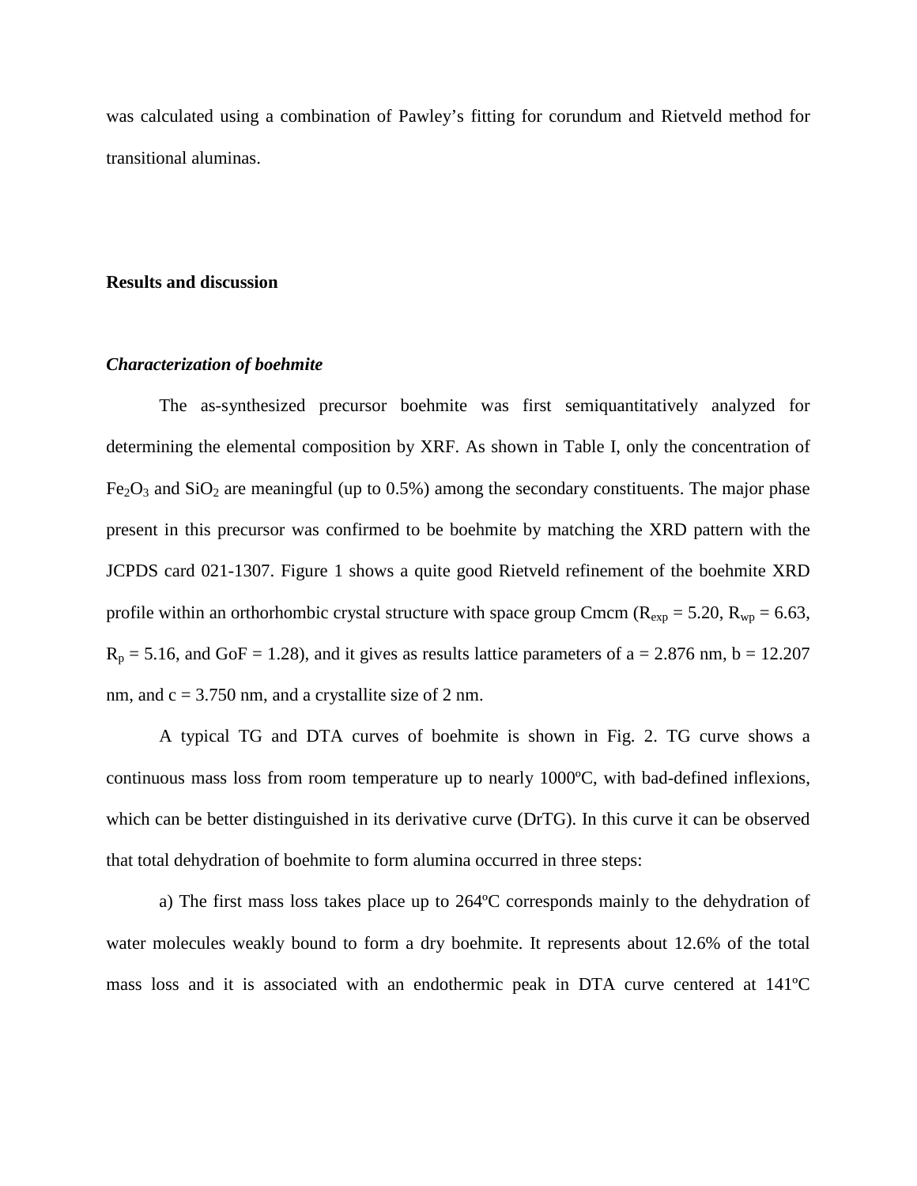was calculated using a combination of Pawley's fitting for corundum and Rietveld method for transitional aluminas.

## Results and discussion

### *Characterization of boehmite*

The as-synthesized precursor boehmite was first semiquantitatively analyzed for determining the elemental composition by XRF. As shown in Table I, only the concentration of $Fe_2O_3$ and $SiO_2$ are meaningful (up to 0.5%) among the secondary constituents. The major phase present in this precursor was confirmed to be boehmite by matching the XRD pattern with the JCPDS card 021-1307. Figure 1 shows a quite good Rietveld refinement of the boehmite XRD profile within an orthorhombic crystal structure with space group Cmcm ($R_{exp}$ = 5.20, $R_{wp}$ = 6.63, $R_p$ = 5.16, and GoF = 1.28), and it gives as results lattice parameters of a = 2.876 nm, b = 12.207 nm, and c = 3.750 nm, and a crystallite size of 2 nm.

A typical TG and DTA curves of boehmite is shown in Fig. 2. TG curve shows a continuous mass loss from room temperature up to nearly 1000ºC, with bad-defined inflexions, which can be better distinguished in its derivative curve (DrTG). In this curve it can be observed that total dehydration of boehmite to form alumina occurred in three steps:

a) The first mass loss takes place up to 264ºC corresponds mainly to the dehydration of water molecules weakly bound to form a dry boehmite. It represents about 12.6% of the total mass loss and it is associated with an endothermic peak in DTA curve centered at 141ºC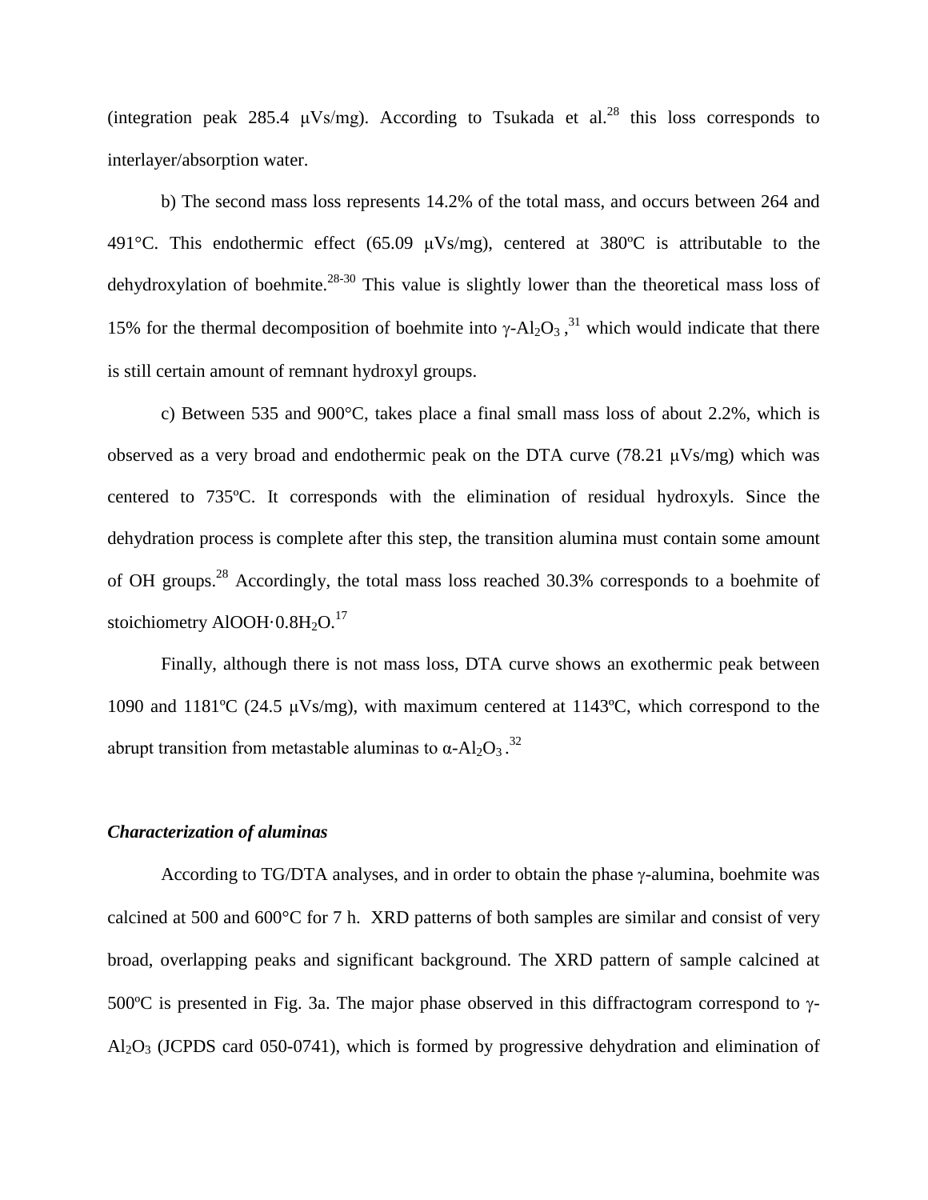(integration peak 285.4 μVs/mg). According to Tsukada et al.[28] this loss corresponds to interlayer/absorption water.

b) The second mass loss represents 14.2% of the total mass, and occurs between 264 and 491°C. This endothermic effect (65.09 μVs/mg), centered at 380ºC is attributable to the dehydroxylation of boehmite.[28-30] This value is slightly lower than the theoretical mass loss of 15% for the thermal decomposition of boehmite into γ-$Al_2O_3$ ,[31] which would indicate that there is still certain amount of remnant hydroxyl groups.

c) Between 535 and 900°C, takes place a final small mass loss of about 2.2%, which is observed as a very broad and endothermic peak on the DTA curve (78.21 μVs/mg) which was centered to 735ºC. It corresponds with the elimination of residual hydroxyls. Since the dehydration process is complete after this step, the transition alumina must contain some amount of OH groups.[28] Accordingly, the total mass loss reached 30.3% corresponds to a boehmite of stoichiometry $AlOOH{\cdot}0.8H_2O$.[17]

Finally, although there is not mass loss, DTA curve shows an exothermic peak between 1090 and 1181ºC (24.5 μVs/mg), with maximum centered at 1143ºC, which correspond to the abrupt transition from metastable aluminas to α-$Al_2O_3$ .[32]

### *Characterization of aluminas*

According to TG/DTA analyses, and in order to obtain the phase γ-alumina, boehmite was calcined at 500 and 600°C for 7 h. XRD patterns of both samples are similar and consist of very broad, overlapping peaks and significant background. The XRD pattern of sample calcined at 500ºC is presented in Fig. 3a. The major phase observed in this diffractogram correspond to γ-$Al_2O_3$ (JCPDS card 050-0741), which is formed by progressive dehydration and elimination of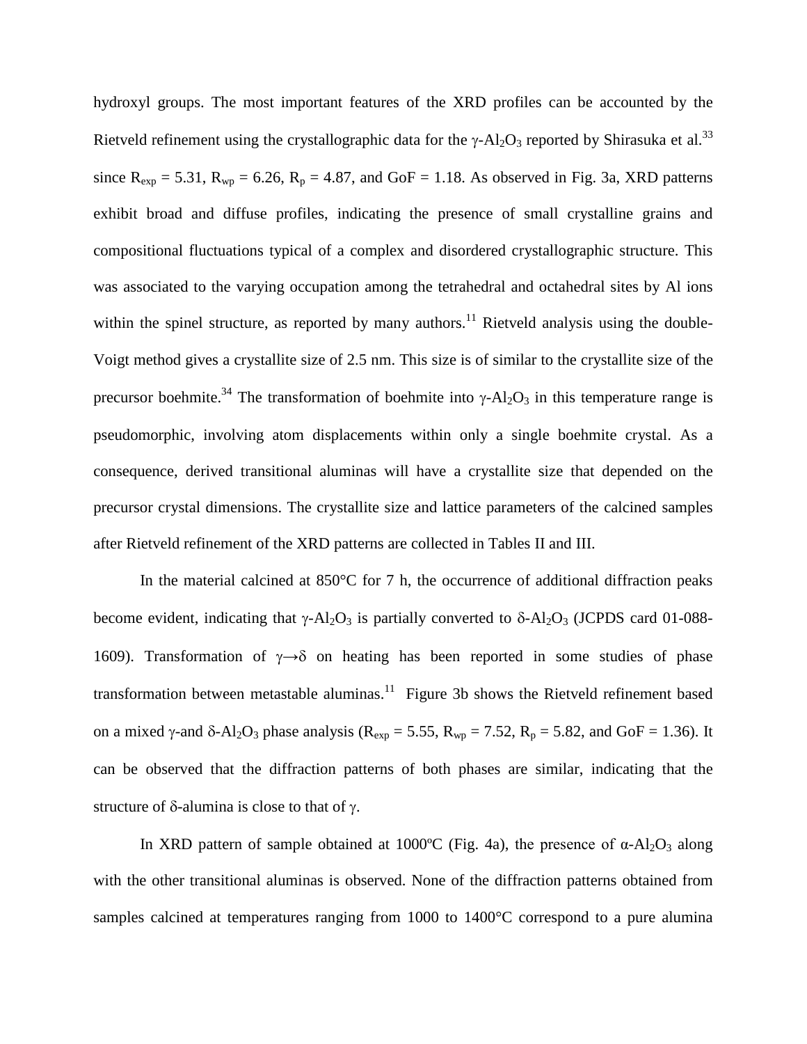hydroxyl groups. The most important features of the XRD profiles can be accounted by the Rietveld refinement using the crystallographic data for the γ-$Al_2O_3$ reported by Shirasuka et al.[33] since $R_{exp}$ = 5.31, $R_{wp}$ = 6.26, $R_p$ = 4.87, and GoF = 1.18. As observed in Fig. 3a, XRD patterns exhibit broad and diffuse profiles, indicating the presence of small crystalline grains and compositional fluctuations typical of a complex and disordered crystallographic structure. This was associated to the varying occupation among the tetrahedral and octahedral sites by Al ions within the spinel structure, as reported by many authors.[11] Rietveld analysis using the double-Voigt method gives a crystallite size of 2.5 nm. This size is of similar to the crystallite size of the precursor boehmite.[34] The transformation of boehmite into γ-$Al_2O_3$ in this temperature range is pseudomorphic, involving atom displacements within only a single boehmite crystal. As a consequence, derived transitional aluminas will have a crystallite size that depended on the precursor crystal dimensions. The crystallite size and lattice parameters of the calcined samples after Rietveld refinement of the XRD patterns are collected in Tables II and III.

In the material calcined at 850°C for 7 h, the occurrence of additional diffraction peaks become evident, indicating that γ-$Al_2O_3$ is partially converted to δ-$Al_2O_3$ (JCPDS card 01-088-1609). Transformation of γ→δ on heating has been reported in some studies of phase transformation between metastable aluminas.[11] Figure 3b shows the Rietveld refinement based on a mixed γ-and δ-$Al_2O_3$ phase analysis ($R_{exp}$ = 5.55, $R_{wp}$ = 7.52, $R_p$ = 5.82, and GoF = 1.36). It can be observed that the diffraction patterns of both phases are similar, indicating that the structure of δ-alumina is close to that of γ.

In XRD pattern of sample obtained at 1000ºC (Fig. 4a), the presence of α-$Al_2O_3$ along with the other transitional aluminas is observed. None of the diffraction patterns obtained from samples calcined at temperatures ranging from 1000 to 1400°C correspond to a pure alumina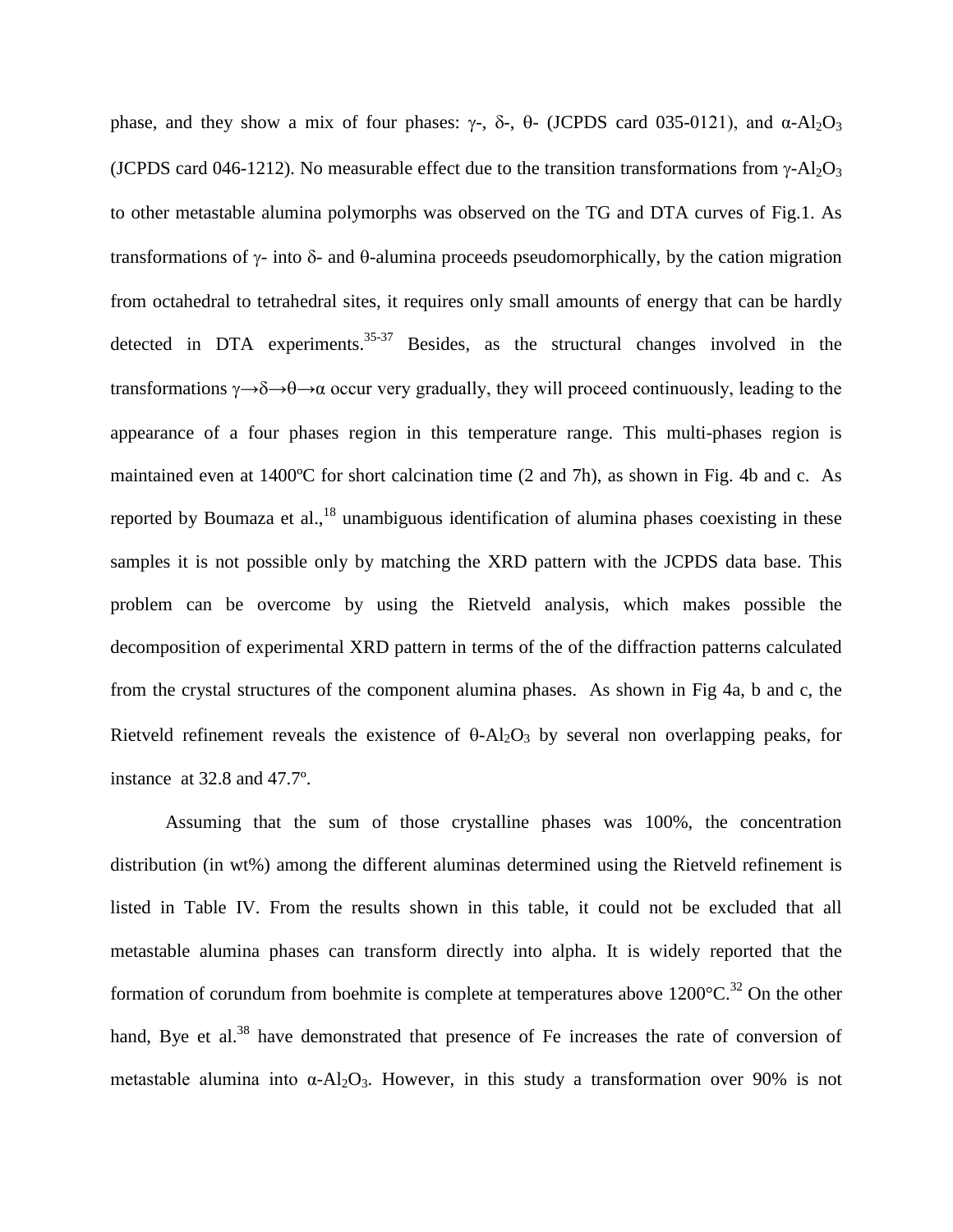phase, and they show a mix of four phases: γ-, δ-, θ- (JCPDS card 035-0121), and α-$Al_2O_3$ (JCPDS card 046-1212). No measurable effect due to the transition transformations from γ-$Al_2O_3$ to other metastable alumina polymorphs was observed on the TG and DTA curves of Fig.1. As transformations of γ- into δ- and θ-alumina proceeds pseudomorphically, by the cation migration from octahedral to tetrahedral sites, it requires only small amounts of energy that can be hardly detected in DTA experiments.[35-37] Besides, as the structural changes involved in the transformations γ→δ→θ→α occur very gradually, they will proceed continuously, leading to the appearance of a four phases region in this temperature range. This multi-phases region is maintained even at 1400ºC for short calcination time (2 and 7h), as shown in Fig. 4b and c. As reported by Boumaza et al.,[18] unambiguous identification of alumina phases coexisting in these samples it is not possible only by matching the XRD pattern with the JCPDS data base. This problem can be overcome by using the Rietveld analysis, which makes possible the decomposition of experimental XRD pattern in terms of the of the diffraction patterns calculated from the crystal structures of the component alumina phases. As shown in Fig 4a, b and c, the Rietveld refinement reveals the existence of θ-$Al_2O_3$ by several non overlapping peaks, for instance at 32.8 and 47.7º.

Assuming that the sum of those crystalline phases was 100%, the concentration distribution (in wt%) among the different aluminas determined using the Rietveld refinement is listed in Table IV. From the results shown in this table, it could not be excluded that all metastable alumina phases can transform directly into alpha. It is widely reported that the formation of corundum from boehmite is complete at temperatures above 1200°C.[32] On the other hand, Bye et al.[38] have demonstrated that presence of Fe increases the rate of conversion of metastable alumina into α-$Al_2O_3$. However, in this study a transformation over 90% is not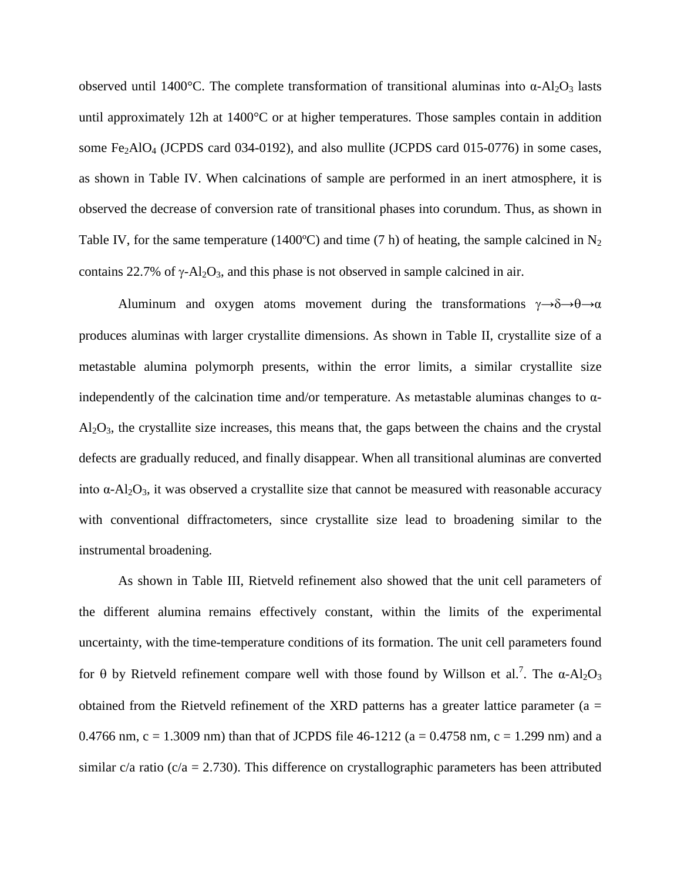observed until 1400°C. The complete transformation of transitional aluminas into α-$Al_2O_3$ lasts until approximately 12h at 1400°C or at higher temperatures. Those samples contain in addition some $Fe_2AlO_4$ (JCPDS card 034-0192), and also mullite (JCPDS card 015-0776) in some cases, as shown in Table IV. When calcinations of sample are performed in an inert atmosphere, it is observed the decrease of conversion rate of transitional phases into corundum. Thus, as shown in Table IV, for the same temperature (1400ºC) and time (7 h) of heating, the sample calcined in $N_2$ contains 22.7% of γ-$Al_2O_3$, and this phase is not observed in sample calcined in air.

Aluminum and oxygen atoms movement during the transformations $\gamma\rightarrow\delta\rightarrow\theta\rightarrow\alpha$ produces aluminas with larger crystallite dimensions. As shown in Table II, crystallite size of a metastable alumina polymorph presents, within the error limits, a similar crystallite size independently of the calcination time and/or temperature. As metastable aluminas changes to α-$Al_2O_3$, the crystallite size increases, this means that, the gaps between the chains and the crystal defects are gradually reduced, and finally disappear. When all transitional aluminas are converted into α-$Al_2O_3$, it was observed a crystallite size that cannot be measured with reasonable accuracy with conventional diffractometers, since crystallite size lead to broadening similar to the instrumental broadening.

As shown in Table III, Rietveld refinement also showed that the unit cell parameters of the different alumina remains effectively constant, within the limits of the experimental uncertainty, with the time-temperature conditions of its formation. The unit cell parameters found for θ by Rietveld refinement compare well with those found by Willson et al.[7]. The α-$Al_2O_3$ obtained from the Rietveld refinement of the XRD patterns has a greater lattice parameter ($a$ = 0.4766 nm, $c$ = 1.3009 nm) than that of JCPDS file 46-1212 ($a$ = 0.4758 nm, $c$ = 1.299 nm) and a similar c/a ratio ($c/a$ = 2.730). This difference on crystallographic parameters has been attributed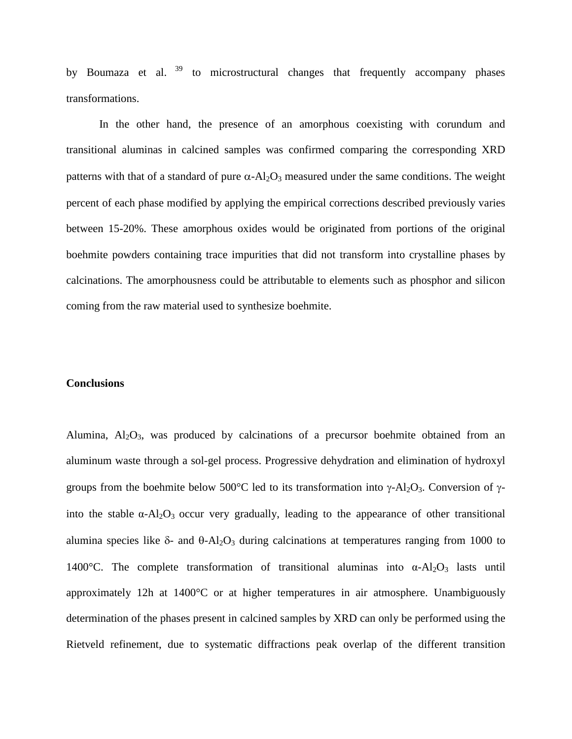by Boumaza et al. [39] to microstructural changes that frequently accompany phases transformations.

In the other hand, the presence of an amorphous coexisting with corundum and transitional aluminas in calcined samples was confirmed comparing the corresponding XRD patterns with that of a standard of pure $\alpha$-$Al_2O_3$ measured under the same conditions. The weight percent of each phase modified by applying the empirical corrections described previously varies between 15-20%. These amorphous oxides would be originated from portions of the original boehmite powders containing trace impurities that did not transform into crystalline phases by calcinations. The amorphousness could be attributable to elements such as phosphor and silicon coming from the raw material used to synthesize boehmite.

## Conclusions

Alumina, $Al_2O_3$, was produced by calcinations of a precursor boehmite obtained from an aluminum waste through a sol-gel process. Progressive dehydration and elimination of hydroxyl groups from the boehmite below 500°C led to its transformation into $\gamma$-$Al_2O_3$. Conversion of $\gamma$- into the stable $\alpha$-$Al_2O_3$ occur very gradually, leading to the appearance of other transitional alumina species like $\delta$- and $\theta$-$Al_2O_3$ during calcinations at temperatures ranging from 1000 to 1400°C. The complete transformation of transitional aluminas into $\alpha$-$Al_2O_3$ lasts until approximately 12h at 1400°C or at higher temperatures in air atmosphere. Unambiguously determination of the phases present in calcined samples by XRD can only be performed using the Rietveld refinement, due to systematic diffractions peak overlap of the different transition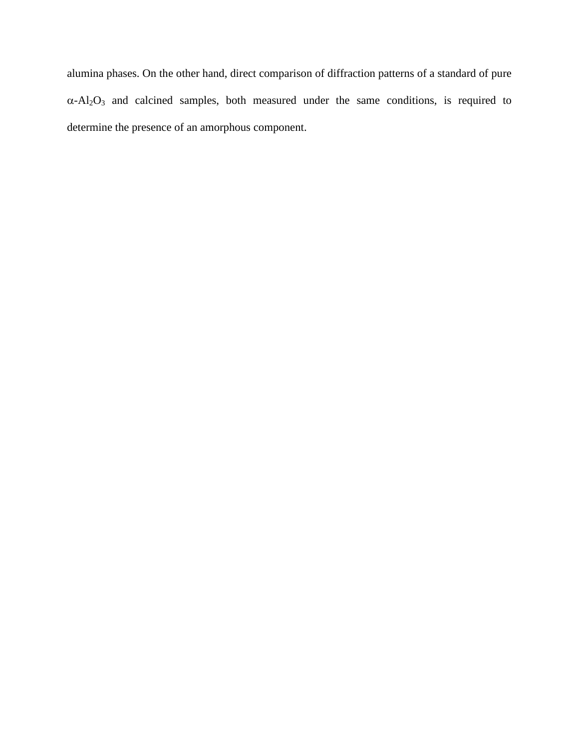alumina phases. On the other hand, direct comparison of diffraction patterns of a standard of pure $\alpha$-$Al_2O_3$ and calcined samples, both measured under the same conditions, is required to determine the presence of an amorphous component.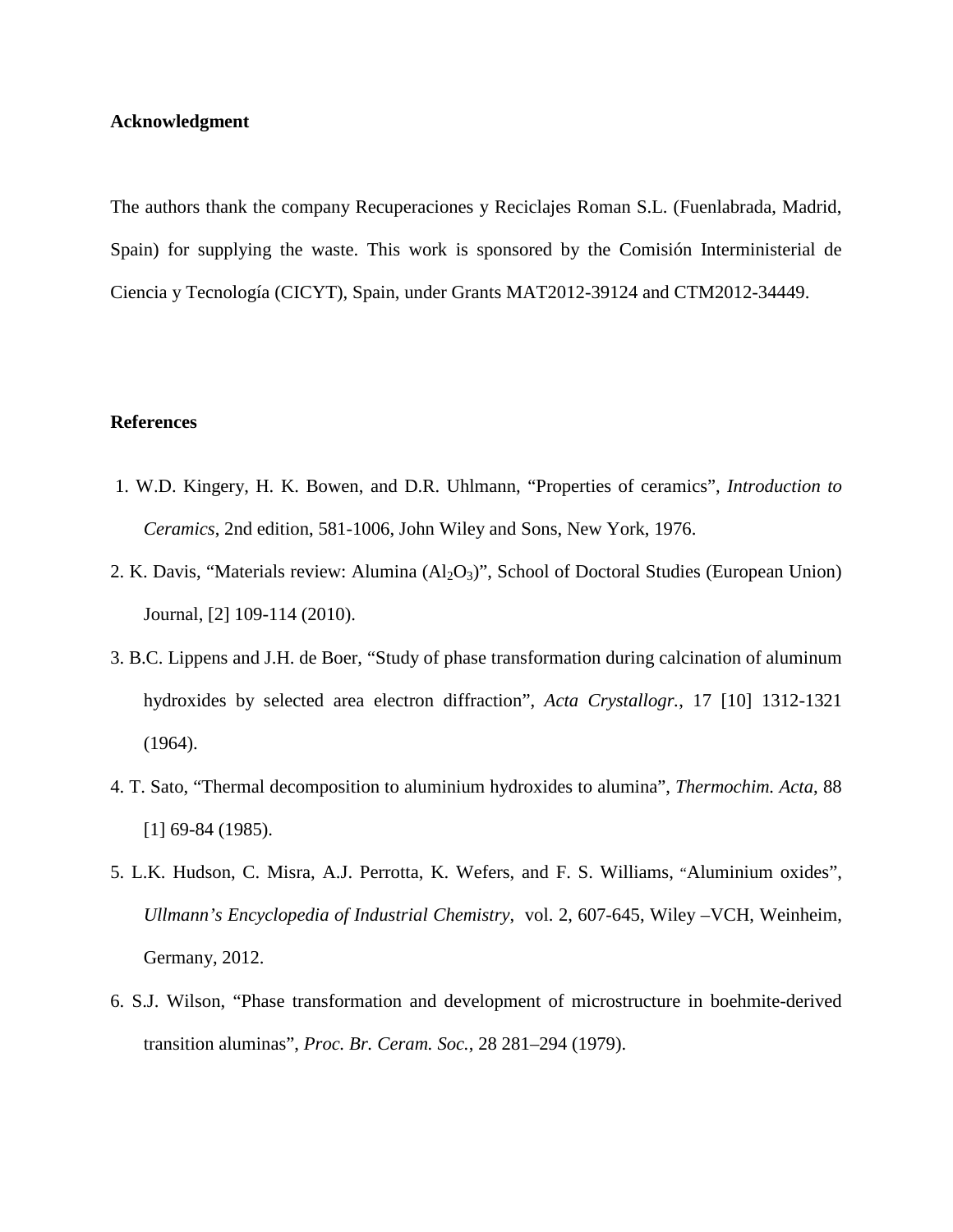**Acknowledgment**

The authors thank the company Recuperaciones y Reciclajes Roman S.L. (Fuenlabrada, Madrid, Spain) for supplying the waste. This work is sponsored by the Comisión Interministerial de Ciencia y Tecnología (CICYT), Spain, under Grants MAT2012-39124 and CTM2012-34449.

**References**

1. W.D. Kingery, H. K. Bowen, and D.R. Uhlmann, "Properties of ceramics", *Introduction to Ceramics*, 2nd edition, 581-1006, John Wiley and Sons, New York, 1976.
2. K. Davis, "Materials review: Alumina ($Al_2O_3$)", School of Doctoral Studies (European Union) Journal, [2] 109-114 (2010).
3. B.C. Lippens and J.H. de Boer, "Study of phase transformation during calcination of aluminum hydroxides by selected area electron diffraction", *Acta Crystallogr.*, 17 [10] 1312-1321 (1964).
4. T. Sato, "Thermal decomposition to aluminium hydroxides to alumina", *Thermochim. Acta*, 88 [1] 69-84 (1985).
5. L.K. Hudson, C. Misra, A.J. Perrotta, K. Wefers, and F. S. Williams, "Aluminium oxides", *Ullmann's Encyclopedia of Industrial Chemistry*, vol. 2, 607-645, Wiley –VCH, Weinheim, Germany, 2012.
6. S.J. Wilson, "Phase transformation and development of microstructure in boehmite-derived transition aluminas", *Proc. Br. Ceram. Soc.*, 28 281–294 (1979).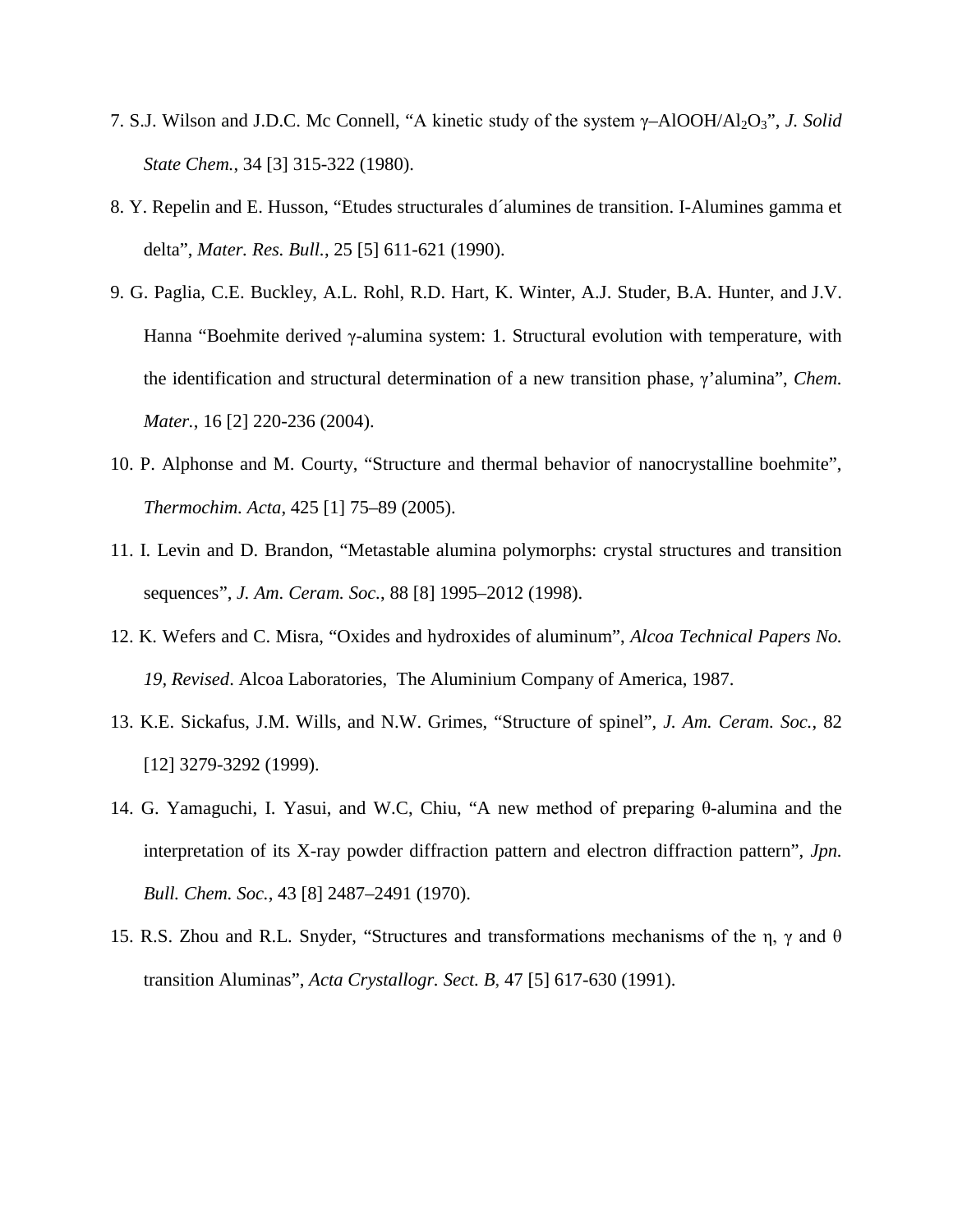7. S.J. Wilson and J.D.C. Mc Connell, "A kinetic study of the system γ–AlOOH/$Al_2O_3$", *J. Solid State Chem.*, 34 [3] 315-322 (1980).

8. Y. Repelin and E. Husson, "Etudes structurales d´alumines de transition. I-Alumines gamma et delta", *Mater. Res. Bull.*, 25 [5] 611-621 (1990).

9. G. Paglia, C.E. Buckley, A.L. Rohl, R.D. Hart, K. Winter, A.J. Studer, B.A. Hunter, and J.V. Hanna "Boehmite derived γ-alumina system: 1. Structural evolution with temperature, with the identification and structural determination of a new transition phase, γ'alumina", *Chem. Mater.*, 16 [2] 220-236 (2004).

10. P. Alphonse and M. Courty, "Structure and thermal behavior of nanocrystalline boehmite", *Thermochim. Acta*, 425 [1] 75–89 (2005).

11. I. Levin and D. Brandon, "Metastable alumina polymorphs: crystal structures and transition sequences", *J. Am. Ceram. Soc.*, 88 [8] 1995–2012 (1998).

12. K. Wefers and C. Misra, "Oxides and hydroxides of aluminum", *Alcoa Technical Papers No. 19, Revised*. Alcoa Laboratories, The Aluminium Company of America, 1987.

13. K.E. Sickafus, J.M. Wills, and N.W. Grimes, "Structure of spinel", *J. Am. Ceram. Soc.*, 82 [12] 3279-3292 (1999).

14. G. Yamaguchi, I. Yasui, and W.C, Chiu, "A new method of preparing θ-alumina and the interpretation of its X-ray powder diffraction pattern and electron diffraction pattern", *Jpn. Bull. Chem. Soc.*, 43 [8] 2487–2491 (1970).

15. R.S. Zhou and R.L. Snyder, "Structures and transformations mechanisms of the η, γ and θ transition Aluminas", *Acta Crystallogr. Sect. B,* 47 [5] 617-630 (1991).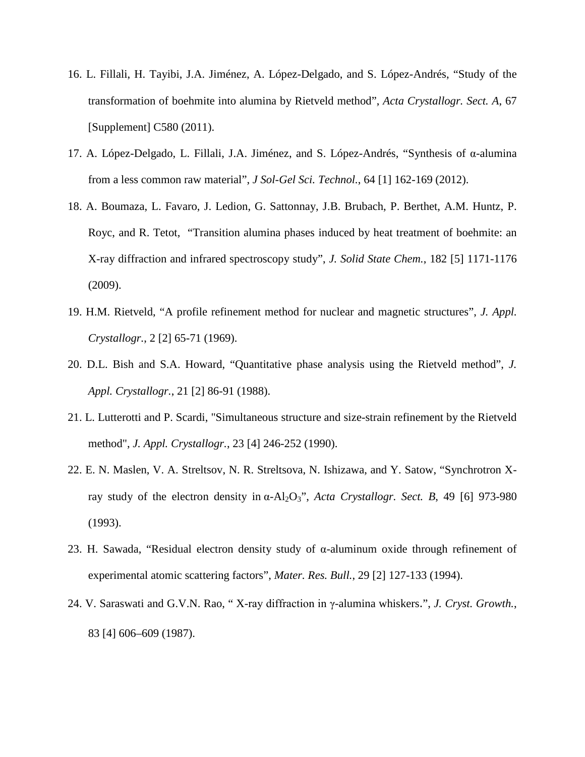16. L. Fillali, H. Tayibi, J.A. Jiménez, A. López-Delgado, and S. López-Andrés, “Study of the transformation of boehmite into alumina by Rietveld method”, *Acta Crystallogr. Sect. A*, 67 [Supplement] C580 (2011).

17. A. López-Delgado, L. Fillali, J.A. Jiménez, and S. López-Andrés, “Synthesis of α-alumina from a less common raw material”, *J Sol-Gel Sci. Technol.*, 64 [1] 162-169 (2012).

18. A. Boumaza, L. Favaro, J. Ledion, G. Sattonnay, J.B. Brubach, P. Berthet, A.M. Huntz, P. Royc, and R. Tetot, “Transition alumina phases induced by heat treatment of boehmite: an X-ray diffraction and infrared spectroscopy study”, *J. Solid State Chem.*, 182 [5] 1171-1176 (2009).

19. H.M. Rietveld, “A profile refinement method for nuclear and magnetic structures”, *J. Appl. Crystallogr.*, 2 [2] 65-71 (1969).

20. D.L. Bish and S.A. Howard, “Quantitative phase analysis using the Rietveld method”, *J. Appl. Crystallogr.*, 21 [2] 86-91 (1988).

21. L. Lutterotti and P. Scardi, "Simultaneous structure and size-strain refinement by the Rietveld method", *J. Appl. Crystallogr.*, 23 [4] 246-252 (1990).

22. E. N. Maslen, V. A. Streltsov, N. R. Streltsova, N. Ishizawa, and Y. Satow, “Synchrotron X-ray study of the electron density in α-$Al_2O_3$”, *Acta Crystallogr. Sect. B*, 49 [6] 973-980 (1993).

23. H. Sawada, “Residual electron density study of α-aluminum oxide through refinement of experimental atomic scattering factors”, *Mater. Res. Bull.*, 29 [2] 127-133 (1994).

24. V. Saraswati and G.V.N. Rao, “ X-ray diffraction in γ-alumina whiskers.”, *J. Cryst. Growth.*, 83 [4] 606–609 (1987).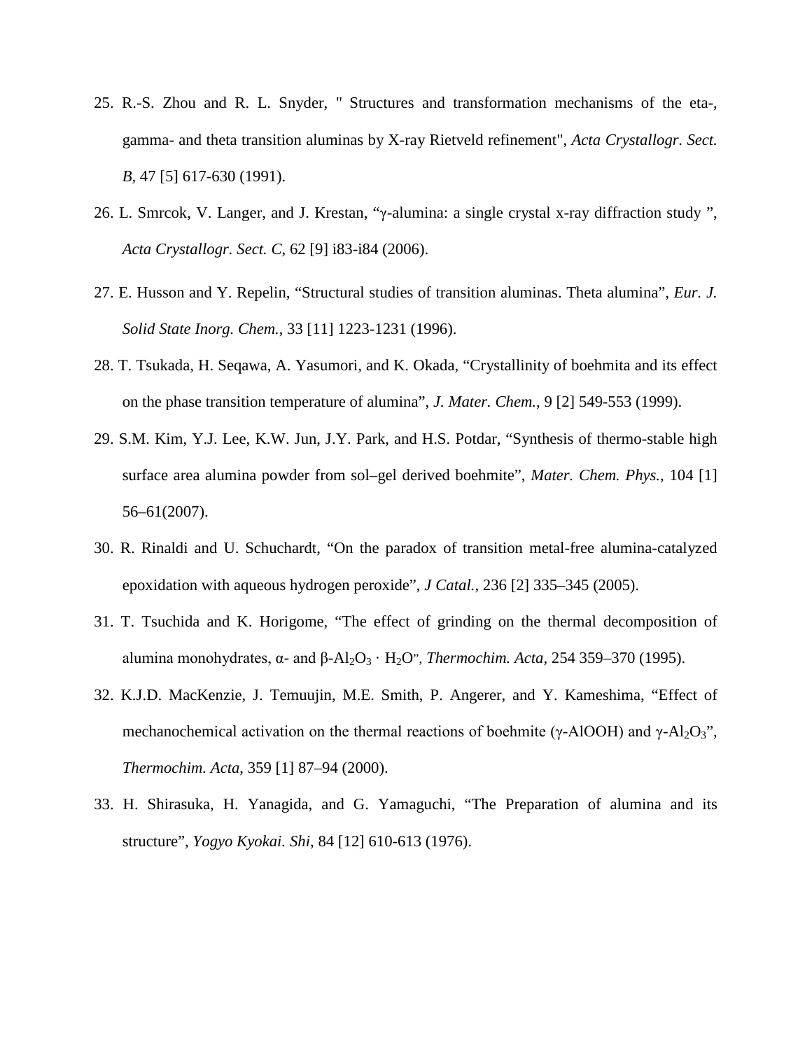25. R.-S. Zhou and R. L. Snyder, " Structures and transformation mechanisms of the eta-, gamma- and theta transition aluminas by X-ray Rietveld refinement", *Acta Crystallogr. Sect. B*, 47 [5] 617-630 (1991).

26. L. Smrcok, V. Langer, and J. Krestan, "γ-alumina: a single crystal x-ray diffraction study ", *Acta Crystallogr. Sect. C*, 62 [9] i83-i84 (2006).

27. E. Husson and Y. Repelin, "Structural studies of transition aluminas. Theta alumina", *Eur. J. Solid State Inorg. Chem.*, 33 [11] 1223-1231 (1996).

28. T. Tsukada, H. Seqawa, A. Yasumori, and K. Okada, "Crystallinity of boehmita and its effect on the phase transition temperature of alumina", *J. Mater. Chem.*, 9 [2] 549-553 (1999).

29. S.M. Kim, Y.J. Lee, K.W. Jun, J.Y. Park, and H.S. Potdar, "Synthesis of thermo-stable high surface area alumina powder from sol–gel derived boehmite", *Mater. Chem. Phys.*, 104 [1] 56–61(2007).

30. R. Rinaldi and U. Schuchardt, "On the paradox of transition metal-free alumina-catalyzed epoxidation with aqueous hydrogen peroxide", *J Catal.*, 236 [2] 335–345 (2005).

31. T. Tsuchida and K. Horigome, "The effect of grinding on the thermal decomposition of alumina monohydrates, α- and β-$Al_2O_3 \cdot H_2O$", *Thermochim. Acta*, 254 359–370 (1995).

32. K.J.D. MacKenzie, J. Temuujin, M.E. Smith, P. Angerer, and Y. Kameshima, "Effect of mechanochemical activation on the thermal reactions of boehmite (γ-AlOOH) and γ-$Al_2O_3$", *Thermochim. Acta*, 359 [1] 87–94 (2000).

33. H. Shirasuka, H. Yanagida, and G. Yamaguchi, "The Preparation of alumina and its structure", *Yogyo Kyokai. Shi*, 84 [12] 610-613 (1976).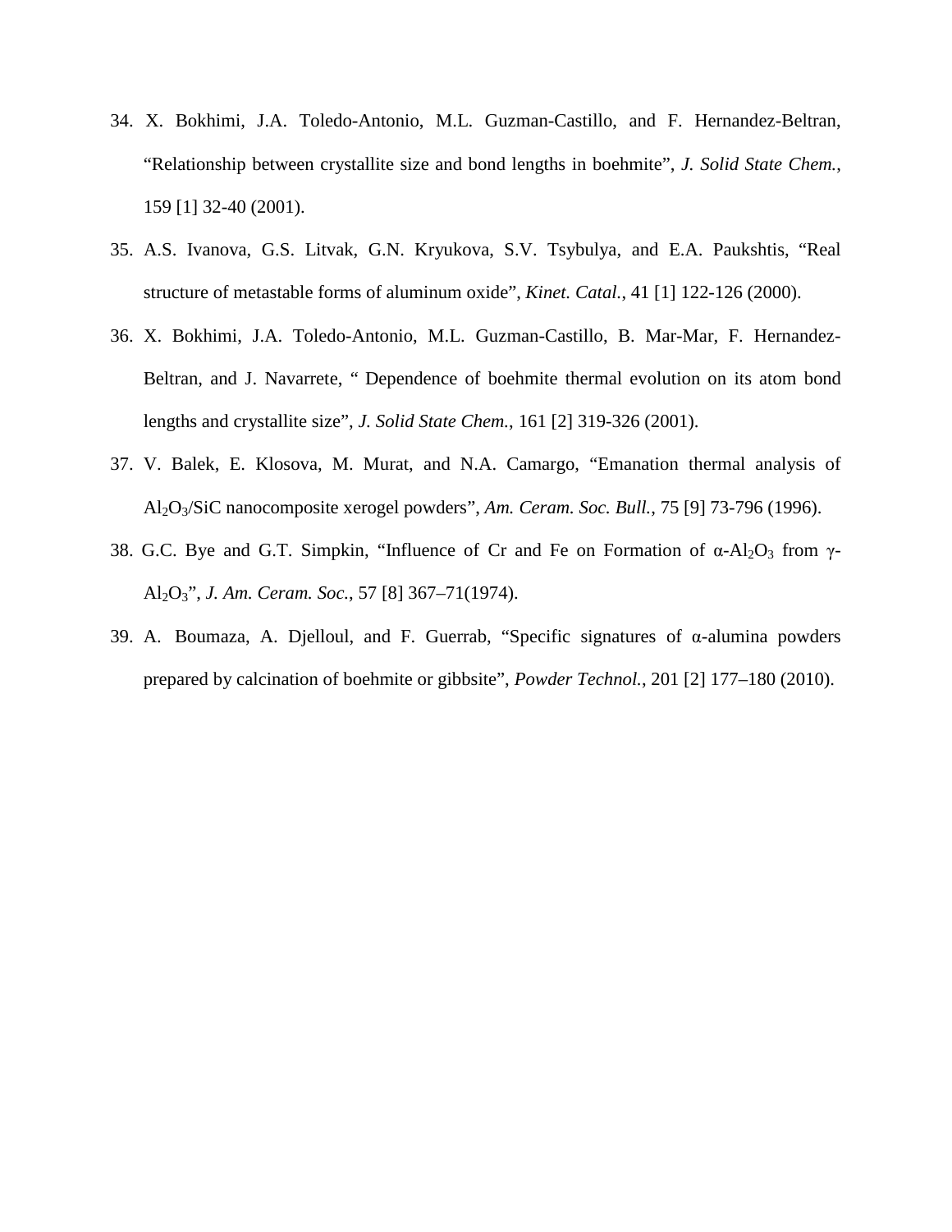34. X. Bokhimi, J.A. Toledo-Antonio, M.L. Guzman-Castillo, and F. Hernandez-Beltran, “Relationship between crystallite size and bond lengths in boehmite”, *J. Solid State Chem.*, 159 [1] 32-40 (2001).

35. A.S. Ivanova, G.S. Litvak, G.N. Kryukova, S.V. Tsybulya, and E.A. Paukshtis, “Real structure of metastable forms of aluminum oxide”, *Kinet. Catal.*, 41 [1] 122-126 (2000).

36. X. Bokhimi, J.A. Toledo-Antonio, M.L. Guzman-Castillo, B. Mar-Mar, F. Hernandez-Beltran, and J. Navarrete, “ Dependence of boehmite thermal evolution on its atom bond lengths and crystallite size”, *J. Solid State Chem.*, 161 [2] 319-326 (2001).

37. V. Balek, E. Klosova, M. Murat, and N.A. Camargo, “Emanation thermal analysis of $Al_2O_3$/SiC nanocomposite xerogel powders”, *Am. Ceram. Soc. Bull.*, 75 [9] 73-796 (1996).

38. G.C. Bye and G.T. Simpkin, “Influence of Cr and Fe on Formation of $\alpha$-$Al_2O_3$ from $\gamma$-$Al_2O_3$”, *J. Am. Ceram. Soc.*, 57 [8] 367–71(1974).

39. A. Boumaza, A. Djelloul, and F. Guerrab, “Specific signatures of α-alumina powders prepared by calcination of boehmite or gibbsite”, *Powder Technol.*, 201 [2] 177–180 (2010).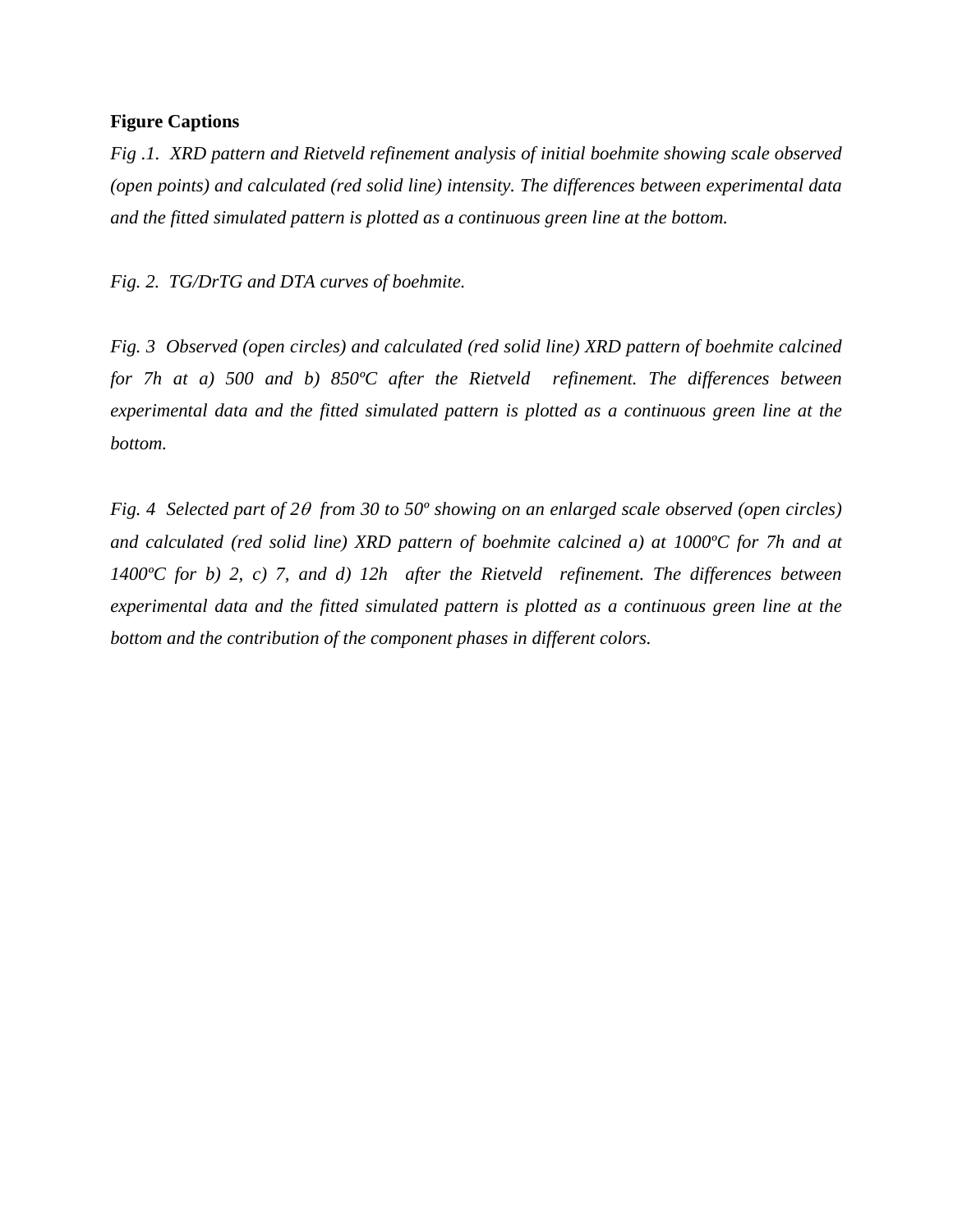**Figure Captions**

*Fig .1. XRD pattern and Rietveld refinement analysis of initial boehmite showing scale observed (open points) and calculated (red solid line) intensity. The differences between experimental data and the fitted simulated pattern is plotted as a continuous green line at the bottom.*

*Fig. 2. TG/DrTG and DTA curves of boehmite.*

*Fig. 3 Observed (open circles) and calculated (red solid line) XRD pattern of boehmite calcined for 7h at a) 500 and b) 850ºC after the Rietveld refinement. The differences between experimental data and the fitted simulated pattern is plotted as a continuous green line at the bottom.*

*Fig. 4 Selected part of $2\theta$ from 30 to 50º showing on an enlarged scale observed (open circles) and calculated (red solid line) XRD pattern of boehmite calcined a) at 1000ºC for 7h and at 1400ºC for b) 2, c) 7, and d) 12h after the Rietveld refinement. The differences between experimental data and the fitted simulated pattern is plotted as a continuous green line at the bottom and the contribution of the component phases in different colors.*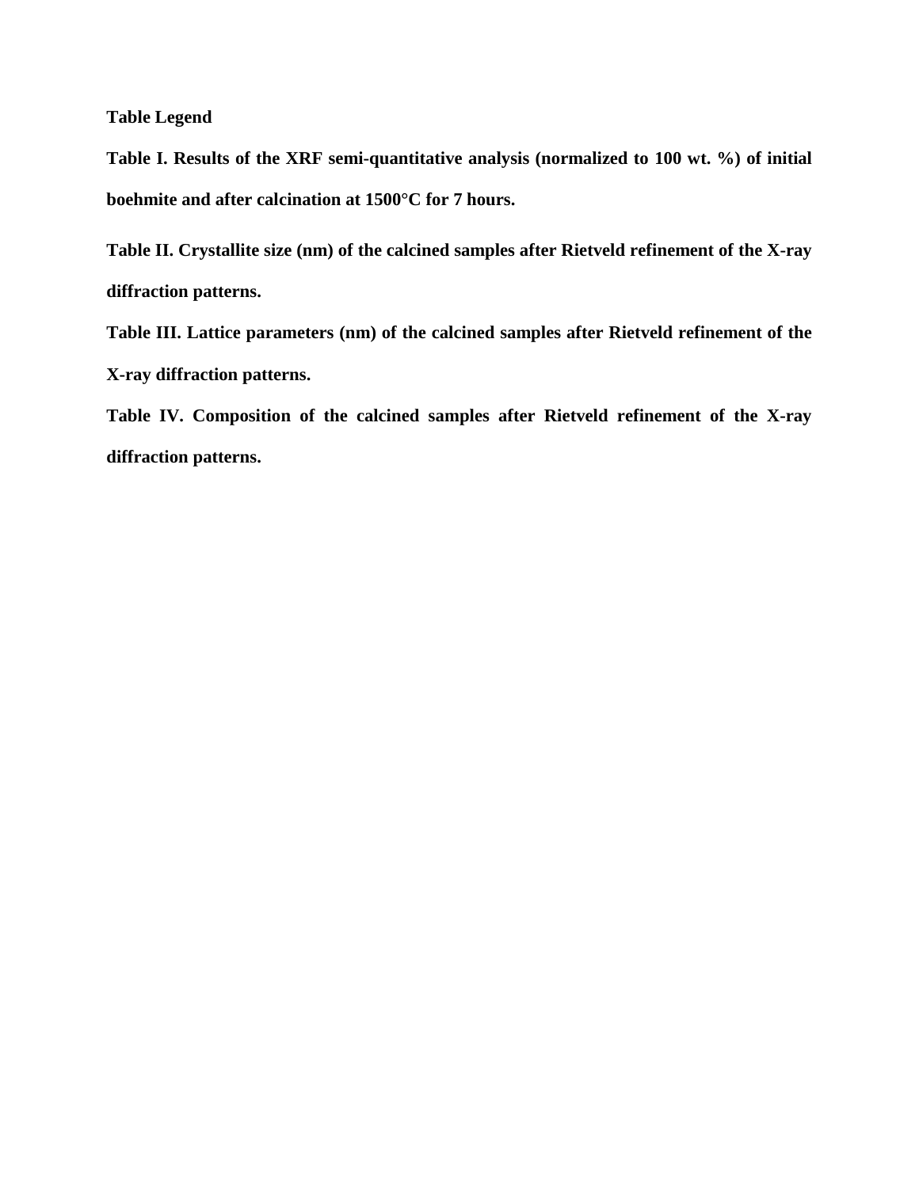**Table Legend**

**Table I. Results of the XRF semi-quantitative analysis (normalized to 100 wt. %) of initial boehmite and after calcination at 1500°C for 7 hours.**

**Table II. Crystallite size (nm) of the calcined samples after Rietveld refinement of the X-ray diffraction patterns.**

**Table III. Lattice parameters (nm) of the calcined samples after Rietveld refinement of the X-ray diffraction patterns.**

**Table IV. Composition of the calcined samples after Rietveld refinement of the X-ray diffraction patterns.**